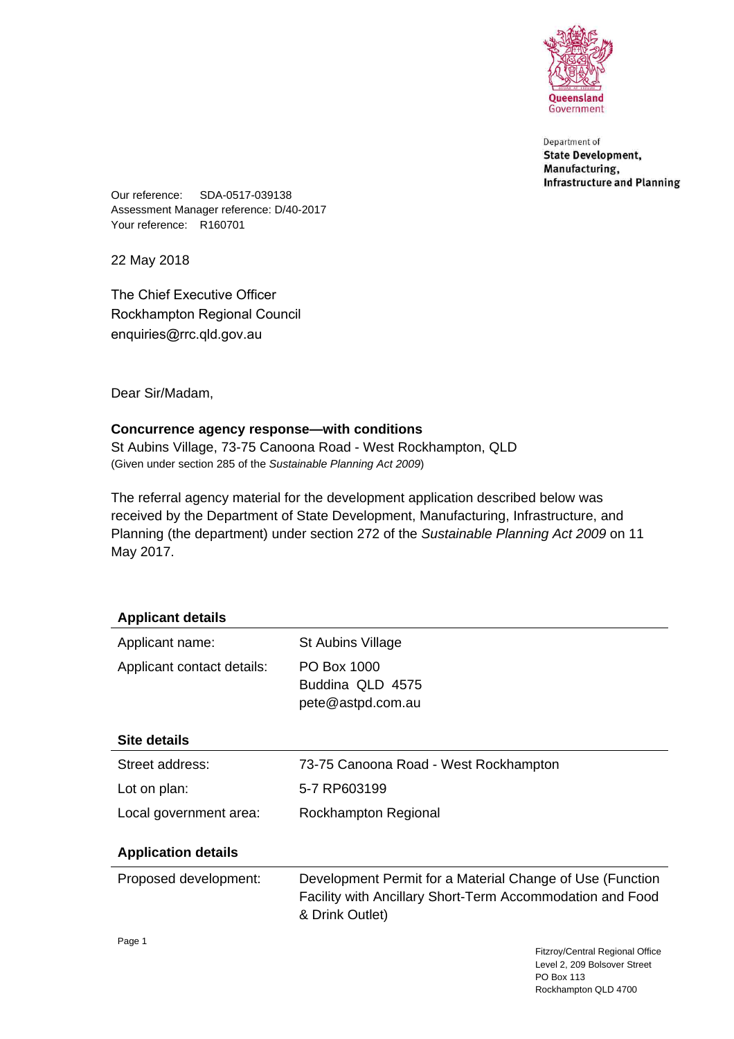Queensland Government

Department of
**State Development, Manufacturing, Infrastructure and Planning**

Our reference: SDA-0517-039138
Assessment Manager reference: D/40-2017
Your reference: R160701

22 May 2018

The Chief Executive Officer
Rockhampton Regional Council
enquiries@rrc.qld.gov.au

Dear Sir/Madam,

**Concurrence agency response—with conditions**
St Aubins Village, 73-75 Canoona Road - West Rockhampton, QLD
(Given under section 285 of the *Sustainable Planning Act 2009*)

The referral agency material for the development application described below was received by the Department of State Development, Manufacturing, Infrastructure, and Planning (the department) under section 272 of the *Sustainable Planning Act 2009* on 11 May 2017.

**Applicant details**

| | |
|---|---|
| Applicant name: | St Aubins Village |
| Applicant contact details: | PO Box 1000<br>Buddina QLD 4575<br>pete@astpd.com.au |

**Site details**

| | |
|---|---|
| Street address: | 73-75 Canoona Road - West Rockhampton |
| Lot on plan: | 5-7 RP603199 |
| Local government area: | Rockhampton Regional |

**Application details**

| | |
|---|---|
| Proposed development: | Development Permit for a Material Change of Use (Function Facility with Ancillary Short-Term Accommodation and Food & Drink Outlet) |

Fitzroy/Central Regional Office
Level 2, 209 Bolsover Street
PO Box 113
Rockhampton QLD 4700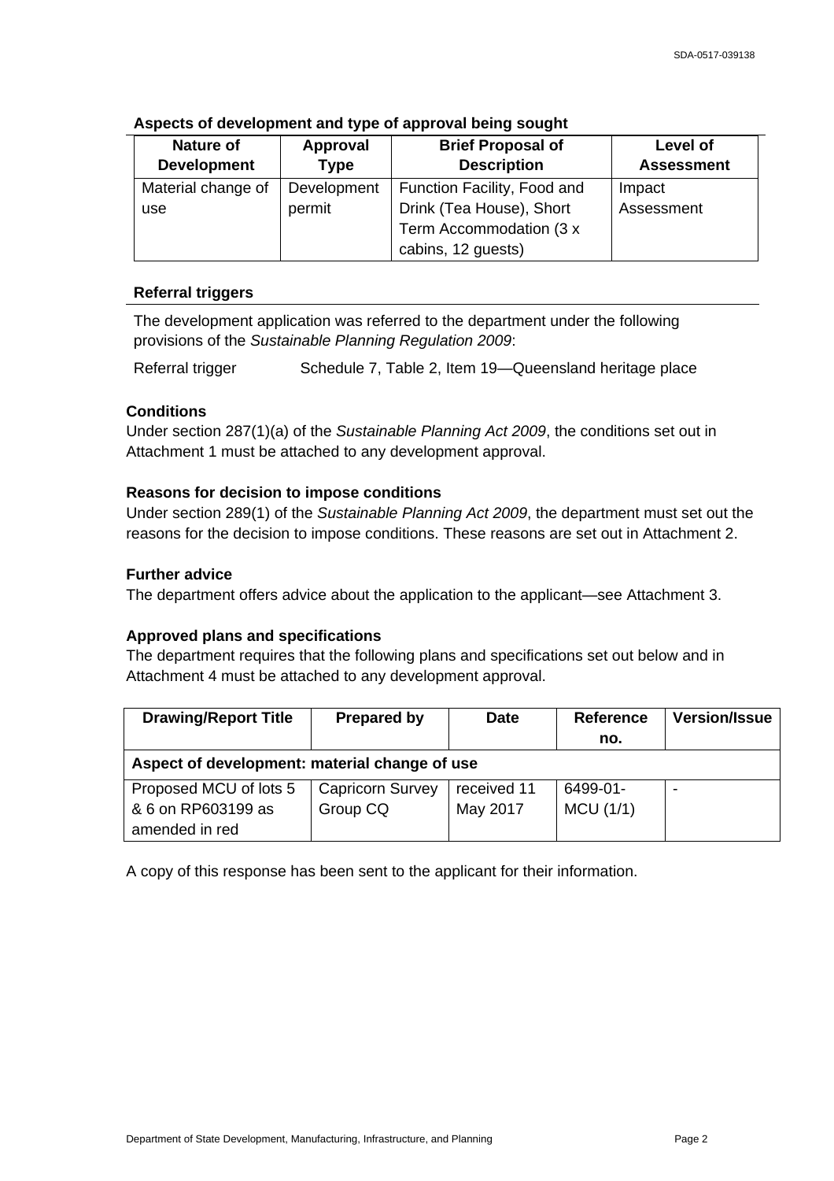### Aspects of development and type of approval being sought

| Nature of Development | Approval Type | Brief Proposal of Description | Level of Assessment |
|---|---|---|---|
| Material change of use | Development permit | Function Facility, Food and Drink (Tea House), Short Term Accommodation (3 x cabins, 12 guests) | Impact Assessment |

### Referral triggers

The development application was referred to the department under the following provisions of the *Sustainable Planning Regulation 2009*:

Referral trigger — Schedule 7, Table 2, Item 19—Queensland heritage place

### Conditions

Under section 287(1)(a) of the *Sustainable Planning Act 2009*, the conditions set out in Attachment 1 must be attached to any development approval.

### Reasons for decision to impose conditions

Under section 289(1) of the *Sustainable Planning Act 2009*, the department must set out the reasons for the decision to impose conditions. These reasons are set out in Attachment 2.

### Further advice

The department offers advice about the application to the applicant—see Attachment 3.

### Approved plans and specifications

The department requires that the following plans and specifications set out below and in Attachment 4 must be attached to any development approval.

| Drawing/Report Title | Prepared by | Date | Reference no. | Version/Issue |
|---|---|---|---|---|
| **Aspect of development: material change of use** | | | | |
| Proposed MCU of lots 5 & 6 on RP603199 as amended in red | Capricorn Survey Group CQ | received 11 May 2017 | 6499-01-MCU (1/1) | - |

A copy of this response has been sent to the applicant for their information.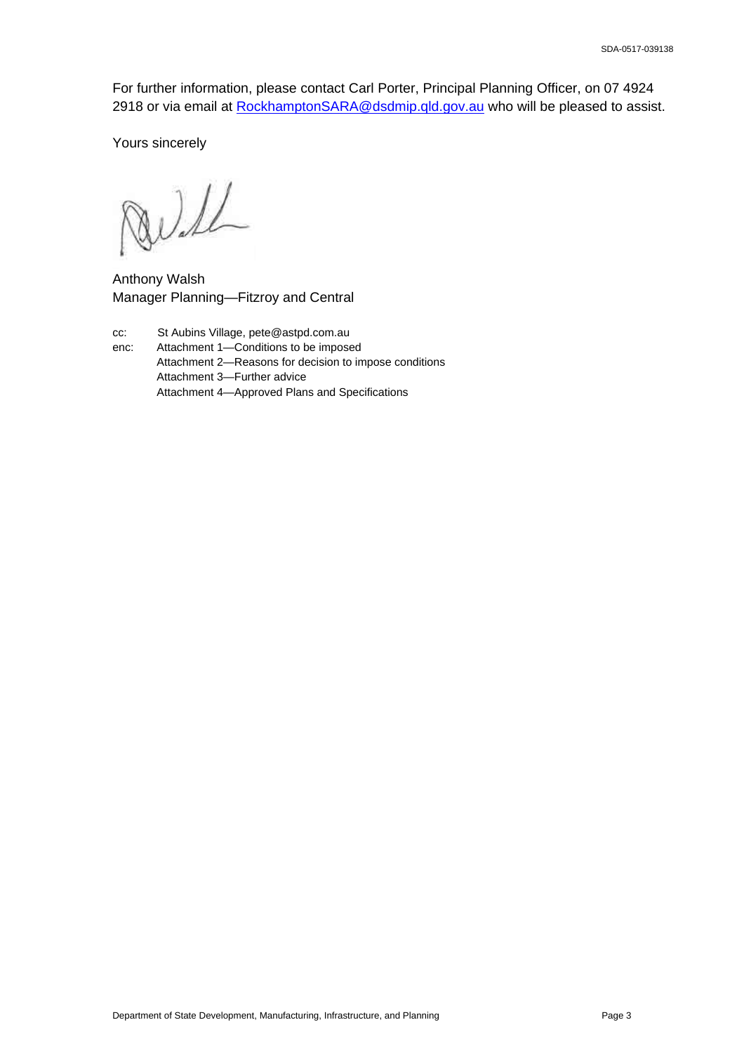For further information, please contact Carl Porter, Principal Planning Officer, on 07 4924 2918 or via email at RockhamptonSARA@dsdmip.qld.gov.au who will be pleased to assist.

Yours sincerely

Anthony Walsh
Manager Planning—Fitzroy and Central

cc: St Aubins Village, pete@astpd.com.au

enc: Attachment 1—Conditions to be imposed
Attachment 2—Reasons for decision to impose conditions
Attachment 3—Further advice
Attachment 4—Approved Plans and Specifications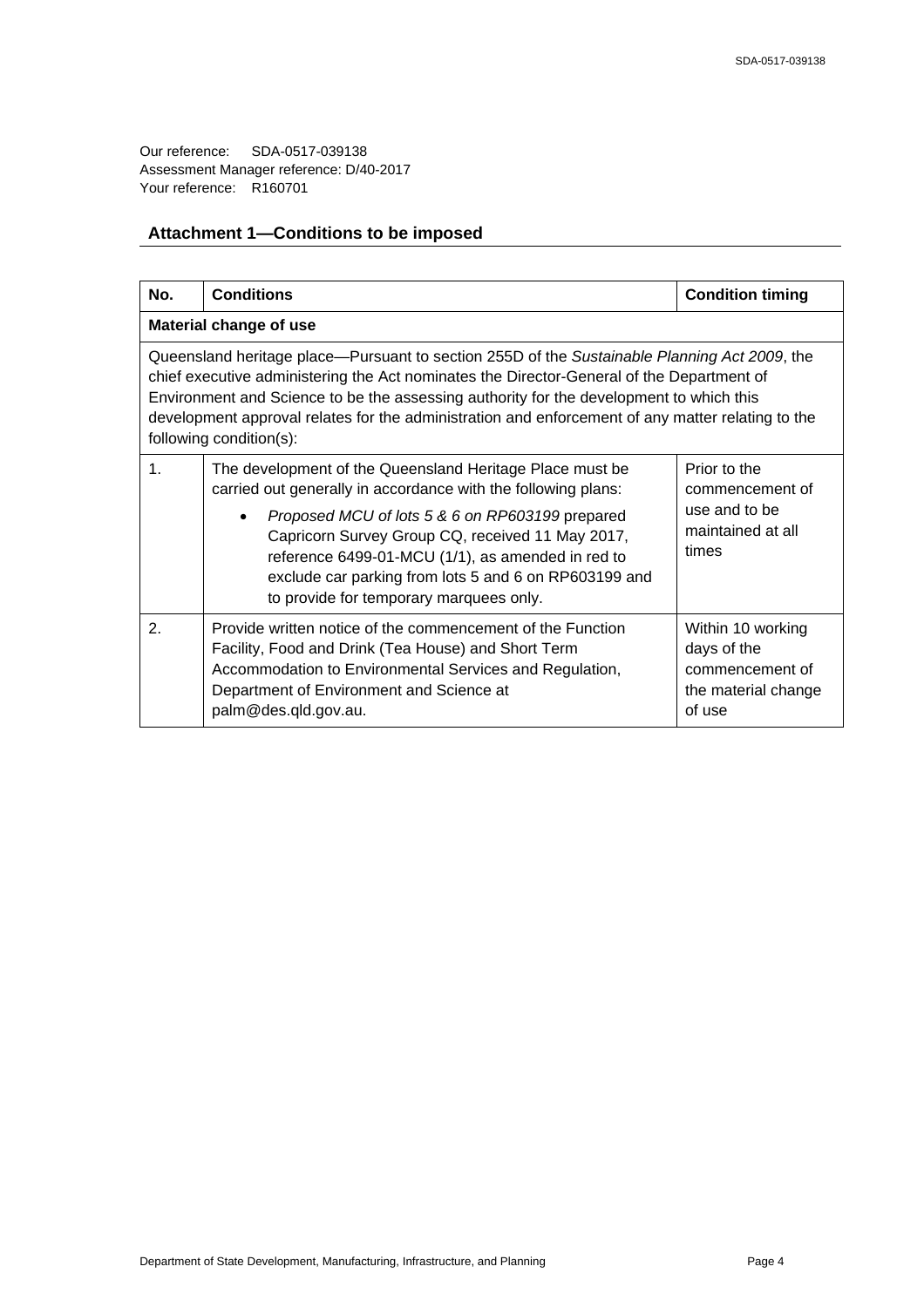Our reference: SDA-0517-039138
Assessment Manager reference: D/40-2017
Your reference: R160701

## Attachment 1—Conditions to be imposed

| No. | Conditions | Condition timing |
|---|---|---|
| **Material change of use** | | |
| Queensland heritage place—Pursuant to section 255D of the *Sustainable Planning Act 2009*, the chief executive administering the Act nominates the Director-General of the Department of Environment and Science to be the assessing authority for the development to which this development approval relates for the administration and enforcement of any matter relating to the following condition(s): | | |
| 1. | The development of the Queensland Heritage Place must be carried out generally in accordance with the following plans:<br>• *Proposed MCU of lots 5 & 6 on RP603199* prepared Capricorn Survey Group CQ, received 11 May 2017, reference 6499-01-MCU (1/1), as amended in red to exclude car parking from lots 5 and 6 on RP603199 and to provide for temporary marquees only. | Prior to the commencement of use and to be maintained at all times |
| 2. | Provide written notice of the commencement of the Function Facility, Food and Drink (Tea House) and Short Term Accommodation to Environmental Services and Regulation, Department of Environment and Science at palm@des.qld.gov.au. | Within 10 working days of the commencement of the material change of use |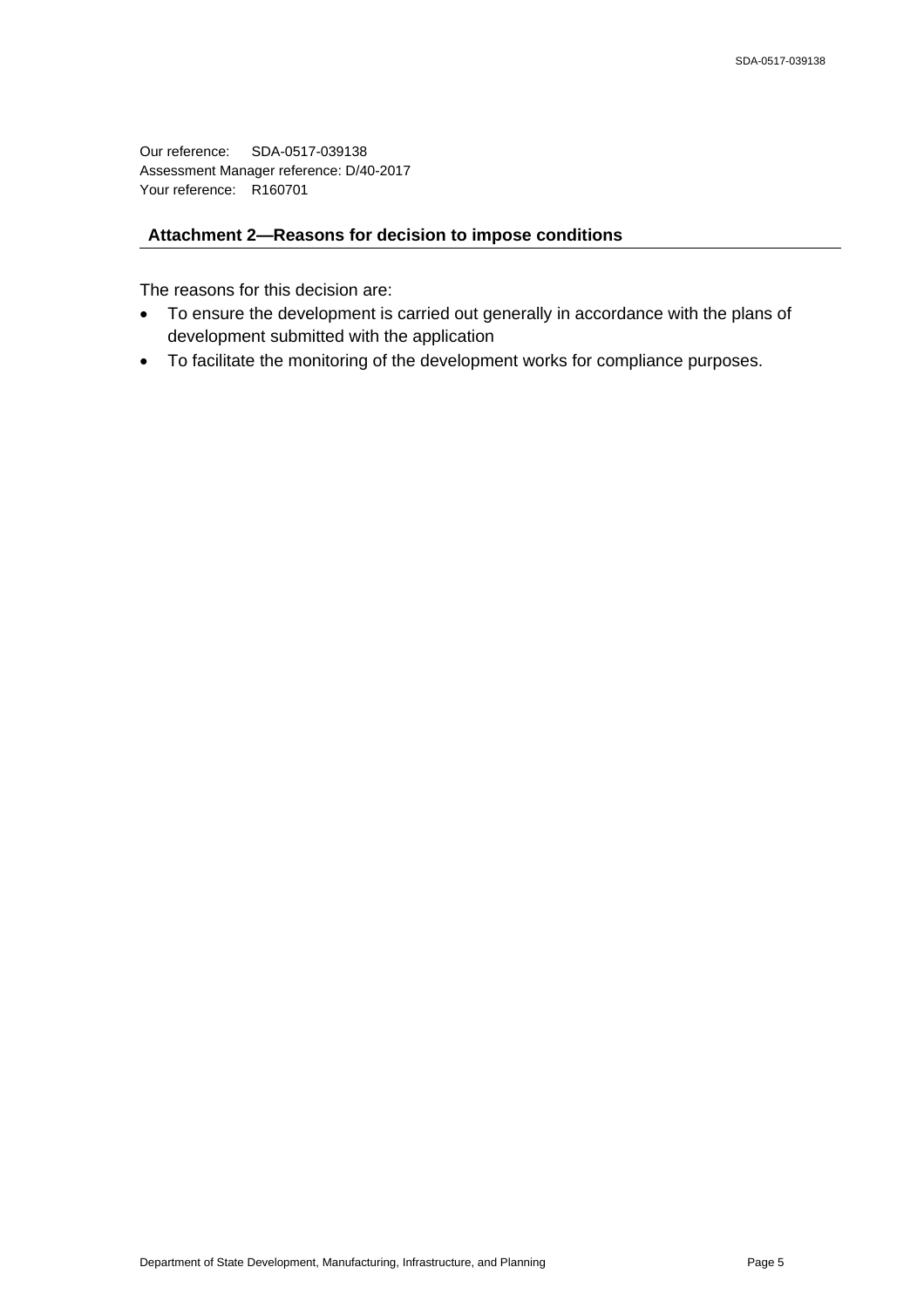Our reference: SDA-0517-039138
Assessment Manager reference: D/40-2017
Your reference: R160701

## Attachment 2—Reasons for decision to impose conditions

The reasons for this decision are:

- To ensure the development is carried out generally in accordance with the plans of development submitted with the application
- To facilitate the monitoring of the development works for compliance purposes.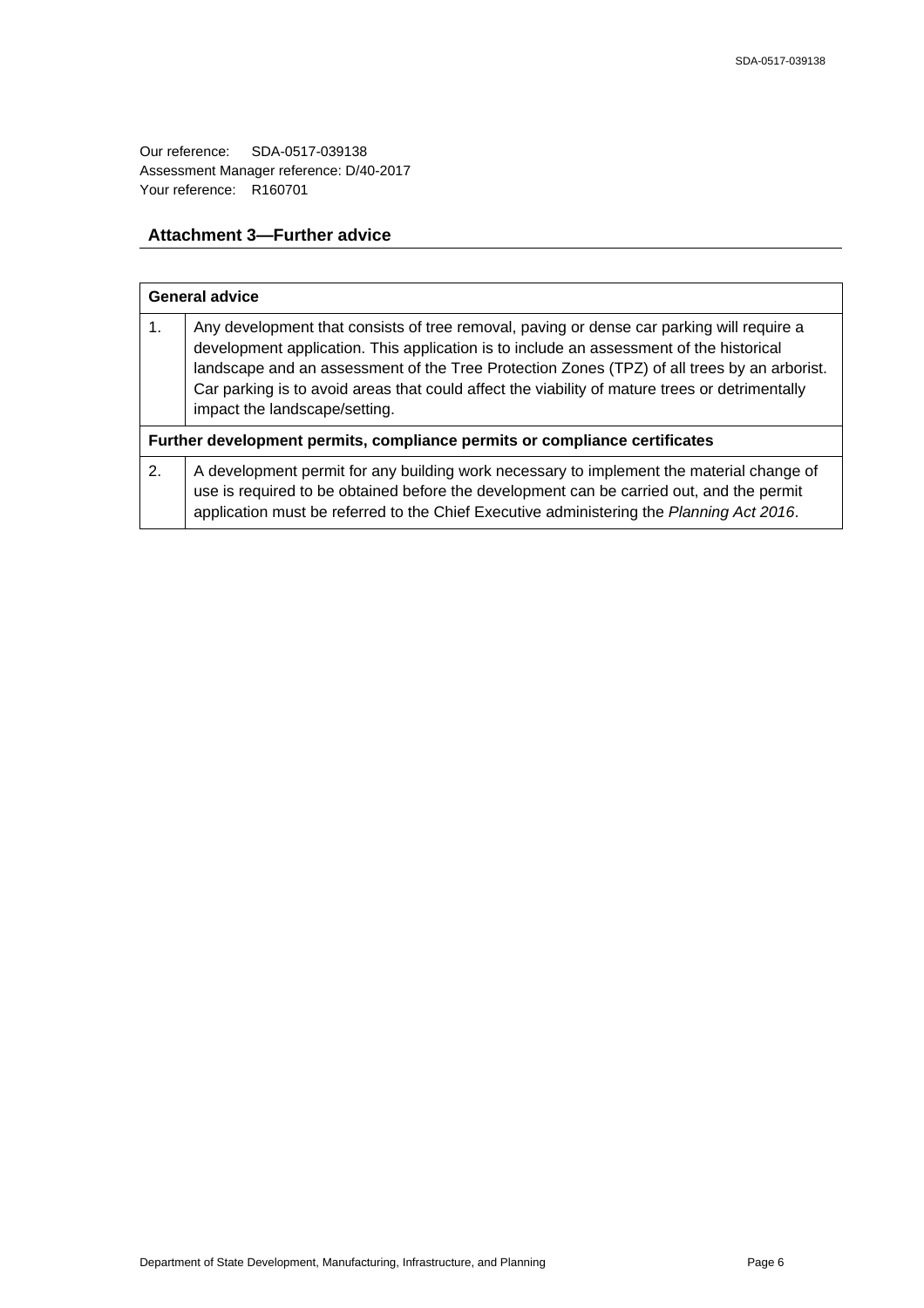Our reference: SDA-0517-039138
Assessment Manager reference: D/40-2017
Your reference: R160701

## Attachment 3—Further advice

| **General advice** | |
|---|---|
| 1. | Any development that consists of tree removal, paving or dense car parking will require a development application. This application is to include an assessment of the historical landscape and an assessment of the Tree Protection Zones (TPZ) of all trees by an arborist. Car parking is to avoid areas that could affect the viability of mature trees or detrimentally impact the landscape/setting. |
| **Further development permits, compliance permits or compliance certificates** | |
| 2. | A development permit for any building work necessary to implement the material change of use is required to be obtained before the development can be carried out, and the permit application must be referred to the Chief Executive administering the *Planning Act 2016*. |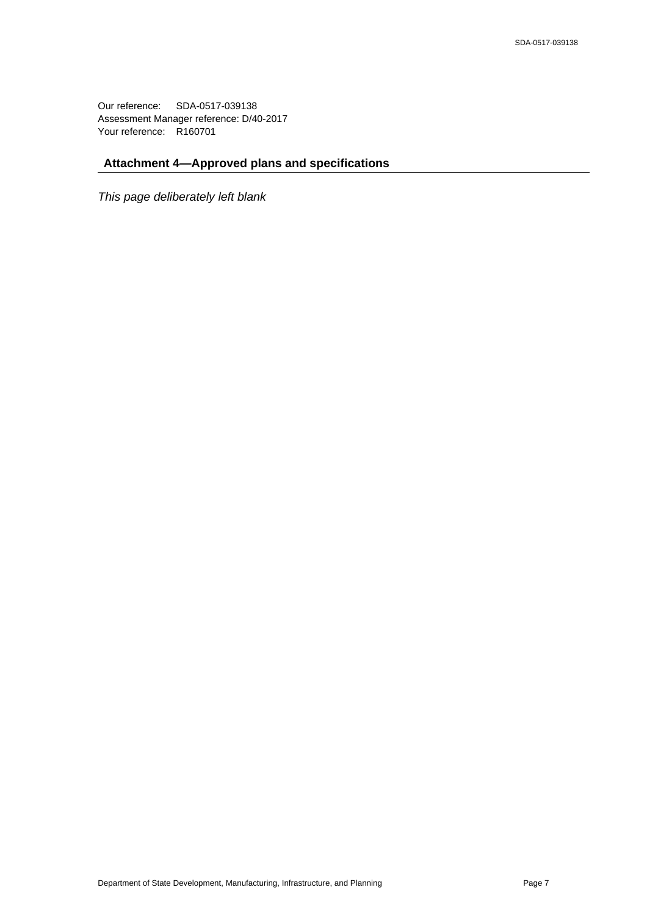Our reference: SDA-0517-039138
Assessment Manager reference: D/40-2017
Your reference: R160701

## Attachment 4—Approved plans and specifications

*This page deliberately left blank*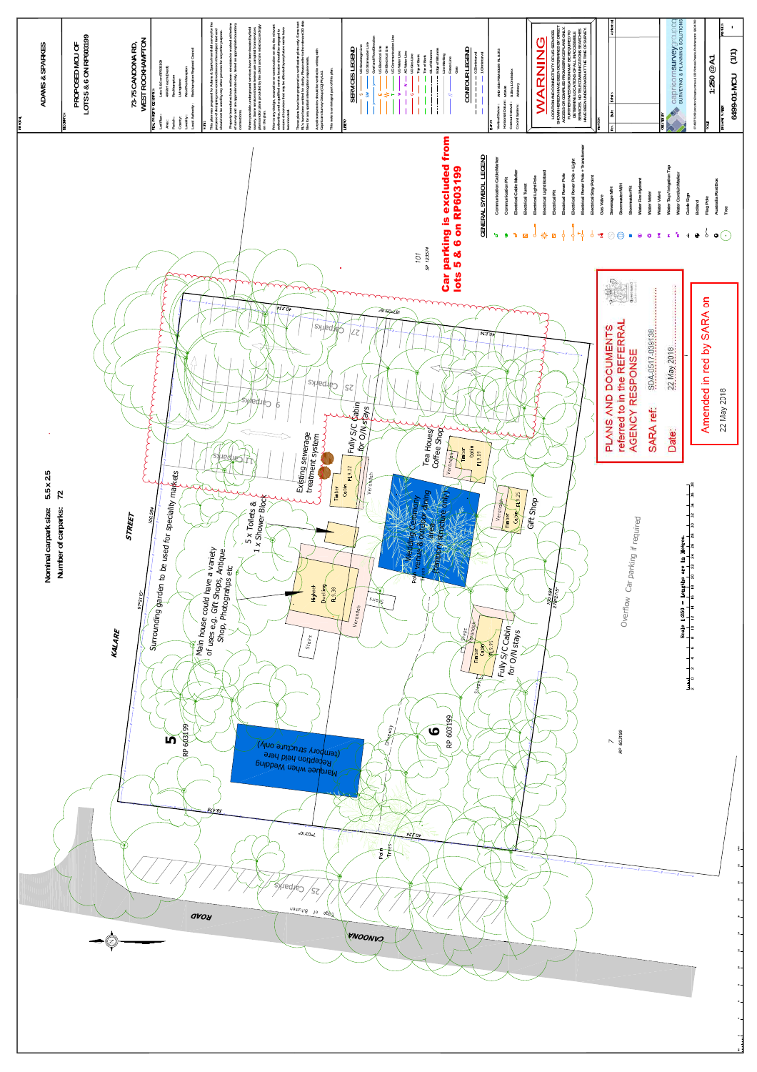Nominal carpark size: 5.5 x 2.5

Number of carparks: 72

KALARE STREET

CANOONA ROAD

Surrounding garden to be used for specialty markets

Main house could have a variety of uses e.g. Gift Shops, Antique Shop, Photographs etc

5 x Toilets & 1 x Shower Block

Existing sewerage treatment system

Fully S/C Cabin for O/N stays

Tea House/ Coffee Shop

Wedding Ceremony venue & outdoor dining area (temporary structure only)

Gift Shop

Marquee when Wedding Reception held here (temporary structure only)

Fully S/C Cabin for O/N stays

Car parking is excluded from lots 5 & 6 on RP603199

Overflow Car parking if required

5 RP 603199

6 RP 603199

7 RP 603199

101 SP 123574

9 Carparks

11 Carparks

25 Carparks

27 Carparks

25 Carparks

PLANS AND DOCUMENTS referred to in the REFERRAL AGENCY RESPONSE

SARA ref: SDA-0517-039138

Date: 22 May 2018

Amended in red by SARA on 22 May 2018

Scale 1:250 — Lengths are in Metres.

ADAMS & SPARKES

PROPOSED MCU OF LOTS 5 & 6 ON RP603199

73-75 CANOONA RD, WEST ROCKHAMPTON

SERVICES LEGEND

CONTOUR LEGEND

GENERAL SYMBOL LEGEND

WARNING

capricornsurveygroup SURVEYING & PLANNING SOLUTIONS

1:250 @A1

6499-01-MCU (1/1)